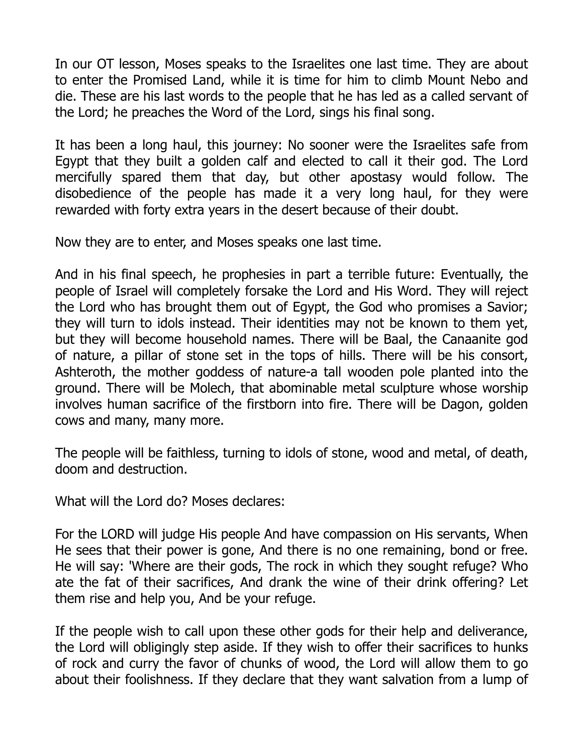In our OT lesson, Moses speaks to the Israelites one last time. They are about to enter the Promised Land, while it is time for him to climb Mount Nebo and die. These are his last words to the people that he has led as a called servant of the Lord; he preaches the Word of the Lord, sings his final song.

It has been a long haul, this journey: No sooner were the Israelites safe from Egypt that they built a golden calf and elected to call it their god. The Lord mercifully spared them that day, but other apostasy would follow. The disobedience of the people has made it a very long haul, for they were rewarded with forty extra years in the desert because of their doubt.

Now they are to enter, and Moses speaks one last time.

And in his final speech, he prophesies in part a terrible future: Eventually, the people of Israel will completely forsake the Lord and His Word. They will reject the Lord who has brought them out of Egypt, the God who promises a Savior; they will turn to idols instead. Their identities may not be known to them yet, but they will become household names. There will be Baal, the Canaanite god of nature, a pillar of stone set in the tops of hills. There will be his consort, Ashteroth, the mother goddess of nature-a tall wooden pole planted into the ground. There will be Molech, that abominable metal sculpture whose worship involves human sacrifice of the firstborn into fire. There will be Dagon, golden cows and many, many more.

The people will be faithless, turning to idols of stone, wood and metal, of death, doom and destruction.

What will the Lord do? Moses declares:

For the LORD will judge His people And have compassion on His servants, When He sees that their power is gone, And there is no one remaining, bond or free. He will say: 'Where are their gods, The rock in which they sought refuge? Who ate the fat of their sacrifices, And drank the wine of their drink offering? Let them rise and help you, And be your refuge.

If the people wish to call upon these other gods for their help and deliverance, the Lord will obligingly step aside. If they wish to offer their sacrifices to hunks of rock and curry the favor of chunks of wood, the Lord will allow them to go about their foolishness. If they declare that they want salvation from a lump of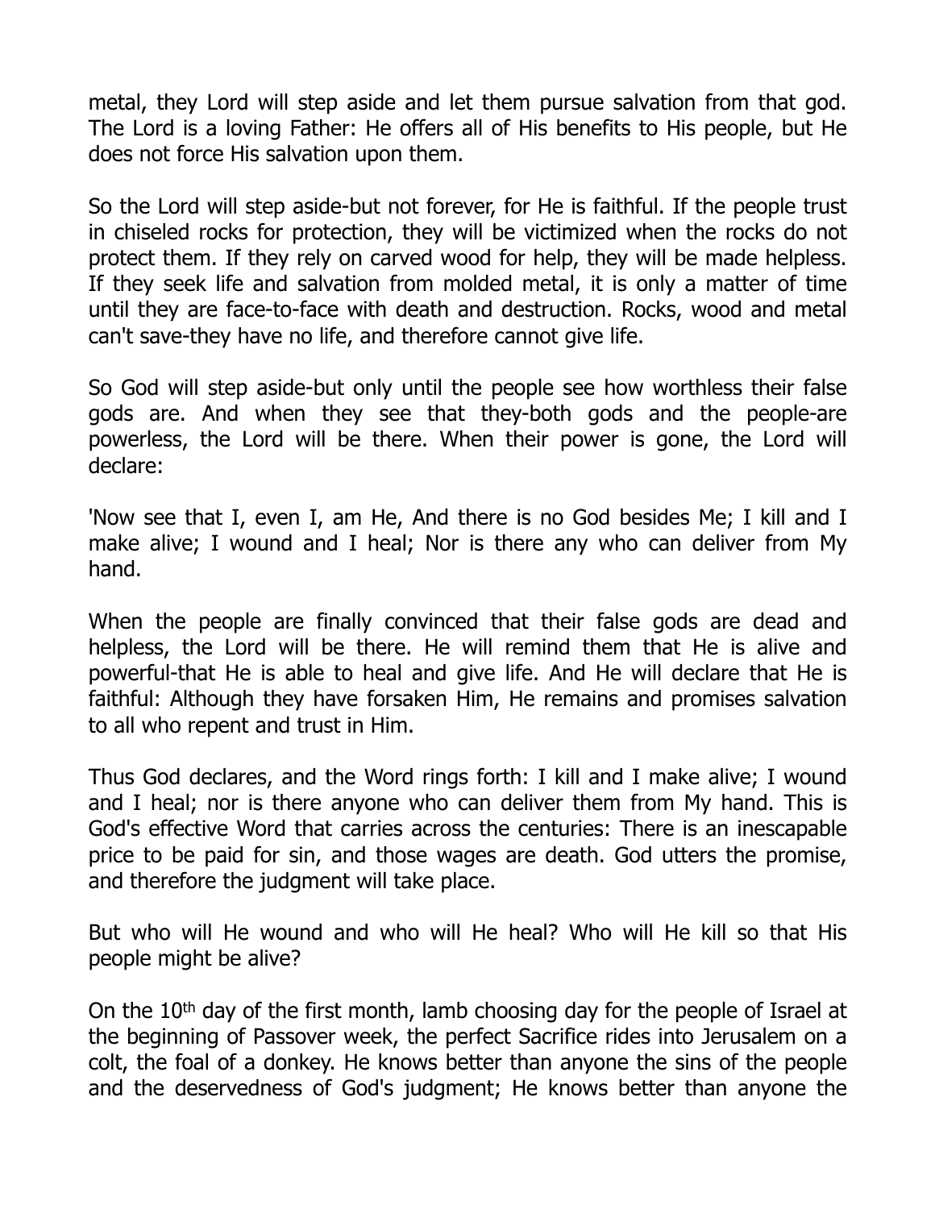metal, they Lord will step aside and let them pursue salvation from that god. The Lord is a loving Father: He offers all of His benefits to His people, but He does not force His salvation upon them.

So the Lord will step aside-but not forever, for He is faithful. If the people trust in chiseled rocks for protection, they will be victimized when the rocks do not protect them. If they rely on carved wood for help, they will be made helpless. If they seek life and salvation from molded metal, it is only a matter of time until they are face-to-face with death and destruction. Rocks, wood and metal can't save-they have no life, and therefore cannot give life.

So God will step aside-but only until the people see how worthless their false gods are. And when they see that they-both gods and the people-are powerless, the Lord will be there. When their power is gone, the Lord will declare:

'Now see that I, even I, am He, And there is no God besides Me; I kill and I make alive; I wound and I heal; Nor is there any who can deliver from My hand.

When the people are finally convinced that their false gods are dead and helpless, the Lord will be there. He will remind them that He is alive and powerful-that He is able to heal and give life. And He will declare that He is faithful: Although they have forsaken Him, He remains and promises salvation to all who repent and trust in Him.

Thus God declares, and the Word rings forth: I kill and I make alive; I wound and I heal; nor is there anyone who can deliver them from My hand. This is God's effective Word that carries across the centuries: There is an inescapable price to be paid for sin, and those wages are death. God utters the promise, and therefore the judgment will take place.

But who will He wound and who will He heal? Who will He kill so that His people might be alive?

On the 10th day of the first month, lamb choosing day for the people of Israel at the beginning of Passover week, the perfect Sacrifice rides into Jerusalem on a colt, the foal of a donkey. He knows better than anyone the sins of the people and the deservedness of God's judgment; He knows better than anyone the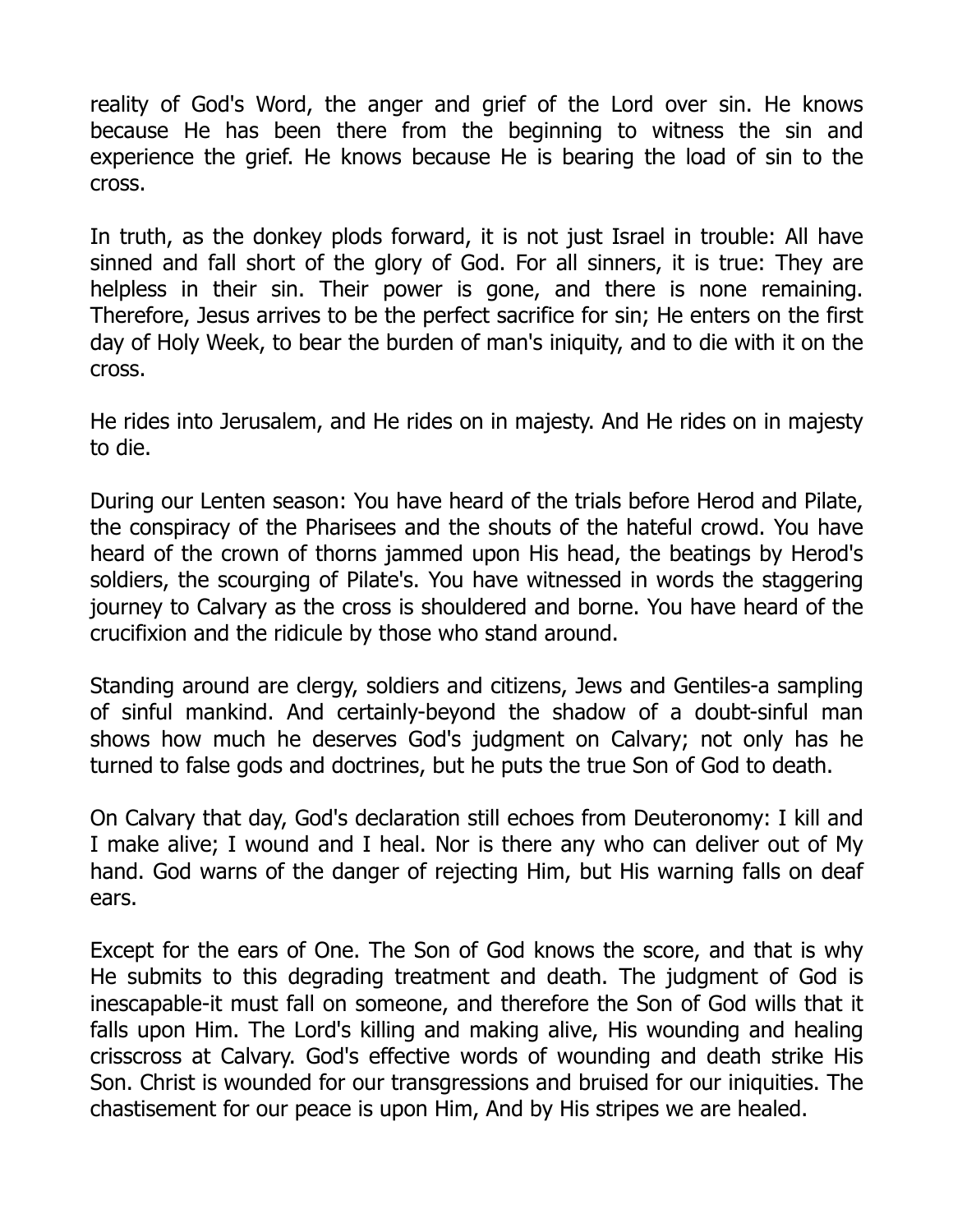reality of God's Word, the anger and grief of the Lord over sin. He knows because He has been there from the beginning to witness the sin and experience the grief. He knows because He is bearing the load of sin to the cross.

In truth, as the donkey plods forward, it is not just Israel in trouble: All have sinned and fall short of the glory of God. For all sinners, it is true: They are helpless in their sin. Their power is gone, and there is none remaining. Therefore, Jesus arrives to be the perfect sacrifice for sin; He enters on the first day of Holy Week, to bear the burden of man's iniquity, and to die with it on the cross.

He rides into Jerusalem, and He rides on in majesty. And He rides on in majesty to die.

During our Lenten season: You have heard of the trials before Herod and Pilate, the conspiracy of the Pharisees and the shouts of the hateful crowd. You have heard of the crown of thorns jammed upon His head, the beatings by Herod's soldiers, the scourging of Pilate's. You have witnessed in words the staggering journey to Calvary as the cross is shouldered and borne. You have heard of the crucifixion and the ridicule by those who stand around.

Standing around are clergy, soldiers and citizens, Jews and Gentiles-a sampling of sinful mankind. And certainly-beyond the shadow of a doubt-sinful man shows how much he deserves God's judgment on Calvary; not only has he turned to false gods and doctrines, but he puts the true Son of God to death.

On Calvary that day, God's declaration still echoes from Deuteronomy: I kill and I make alive; I wound and I heal. Nor is there any who can deliver out of My hand. God warns of the danger of rejecting Him, but His warning falls on deaf ears.

Except for the ears of One. The Son of God knows the score, and that is why He submits to this degrading treatment and death. The judgment of God is inescapable-it must fall on someone, and therefore the Son of God wills that it falls upon Him. The Lord's killing and making alive, His wounding and healing crisscross at Calvary. God's effective words of wounding and death strike His Son. Christ is wounded for our transgressions and bruised for our iniquities. The chastisement for our peace is upon Him, And by His stripes we are healed.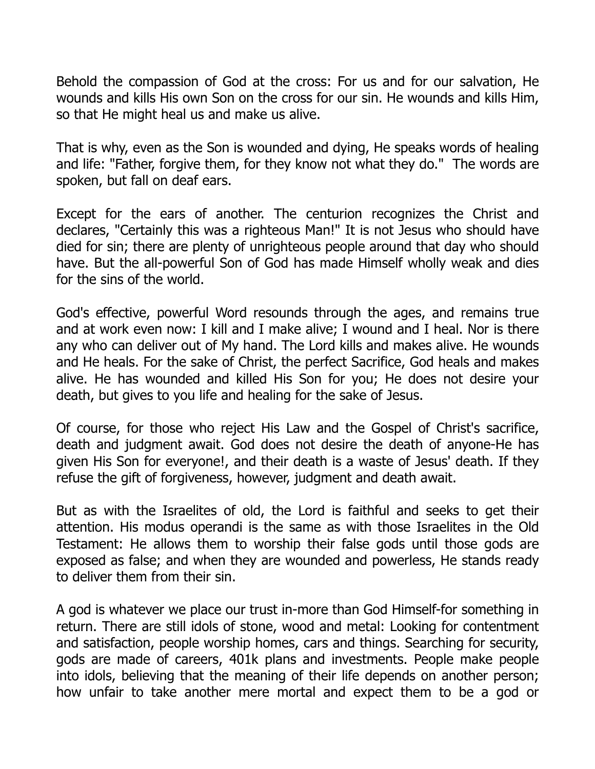Behold the compassion of God at the cross: For us and for our salvation, He wounds and kills His own Son on the cross for our sin. He wounds and kills Him, so that He might heal us and make us alive.

That is why, even as the Son is wounded and dying, He speaks words of healing and life: "Father, forgive them, for they know not what they do." The words are spoken, but fall on deaf ears.

Except for the ears of another. The centurion recognizes the Christ and declares, "Certainly this was a righteous Man!" It is not Jesus who should have died for sin; there are plenty of unrighteous people around that day who should have. But the all-powerful Son of God has made Himself wholly weak and dies for the sins of the world.

God's effective, powerful Word resounds through the ages, and remains true and at work even now: I kill and I make alive; I wound and I heal. Nor is there any who can deliver out of My hand. The Lord kills and makes alive. He wounds and He heals. For the sake of Christ, the perfect Sacrifice, God heals and makes alive. He has wounded and killed His Son for you; He does not desire your death, but gives to you life and healing for the sake of Jesus.

Of course, for those who reject His Law and the Gospel of Christ's sacrifice, death and judgment await. God does not desire the death of anyone-He has given His Son for everyone!, and their death is a waste of Jesus' death. If they refuse the gift of forgiveness, however, judgment and death await.

But as with the Israelites of old, the Lord is faithful and seeks to get their attention. His modus operandi is the same as with those Israelites in the Old Testament: He allows them to worship their false gods until those gods are exposed as false; and when they are wounded and powerless, He stands ready to deliver them from their sin.

A god is whatever we place our trust in-more than God Himself-for something in return. There are still idols of stone, wood and metal: Looking for contentment and satisfaction, people worship homes, cars and things. Searching for security, gods are made of careers, 401k plans and investments. People make people into idols, believing that the meaning of their life depends on another person; how unfair to take another mere mortal and expect them to be a god or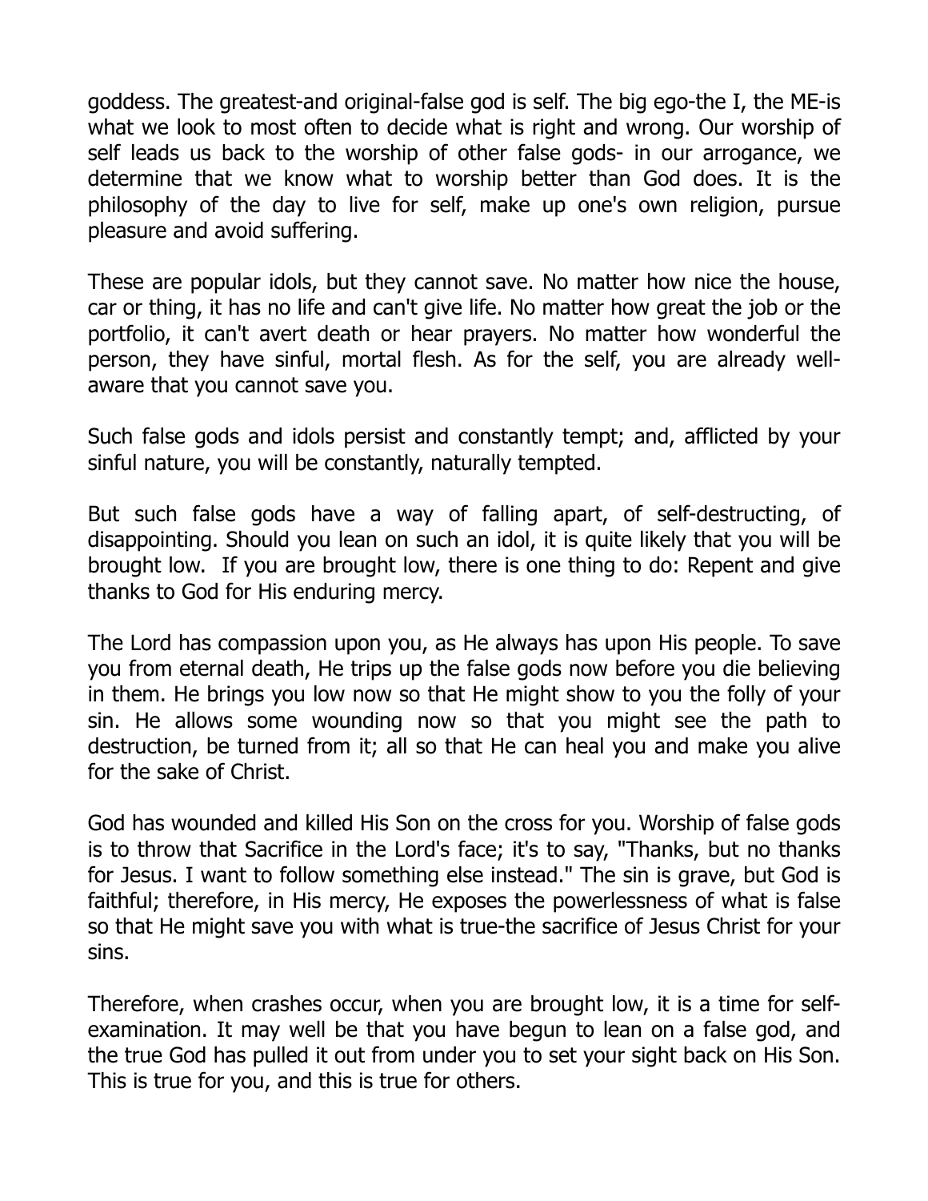goddess. The greatest-and original-false god is self. The big ego-the I, the ME-is what we look to most often to decide what is right and wrong. Our worship of self leads us back to the worship of other false gods- in our arrogance, we determine that we know what to worship better than God does. It is the philosophy of the day to live for self, make up one's own religion, pursue pleasure and avoid suffering.

These are popular idols, but they cannot save. No matter how nice the house, car or thing, it has no life and can't give life. No matter how great the job or the portfolio, it can't avert death or hear prayers. No matter how wonderful the person, they have sinful, mortal flesh. As for the self, you are already well-aware that you cannot save you.

Such false gods and idols persist and constantly tempt; and, afflicted by your sinful nature, you will be constantly, naturally tempted.

But such false gods have a way of falling apart, of self-destructing, of disappointing. Should you lean on such an idol, it is quite likely that you will be brought low. If you are brought low, there is one thing to do: Repent and give thanks to God for His enduring mercy.

The Lord has compassion upon you, as He always has upon His people. To save you from eternal death, He trips up the false gods now before you die believing in them. He brings you low now so that He might show to you the folly of your sin. He allows some wounding now so that you might see the path to destruction, be turned from it; all so that He can heal you and make you alive for the sake of Christ.

God has wounded and killed His Son on the cross for you. Worship of false gods is to throw that Sacrifice in the Lord's face; it's to say, "Thanks, but no thanks for Jesus. I want to follow something else instead." The sin is grave, but God is faithful; therefore, in His mercy, He exposes the powerlessness of what is false so that He might save you with what is true-the sacrifice of Jesus Christ for your sins.

Therefore, when crashes occur, when you are brought low, it is a time for self-examination. It may well be that you have begun to lean on a false god, and the true God has pulled it out from under you to set your sight back on His Son. This is true for you, and this is true for others.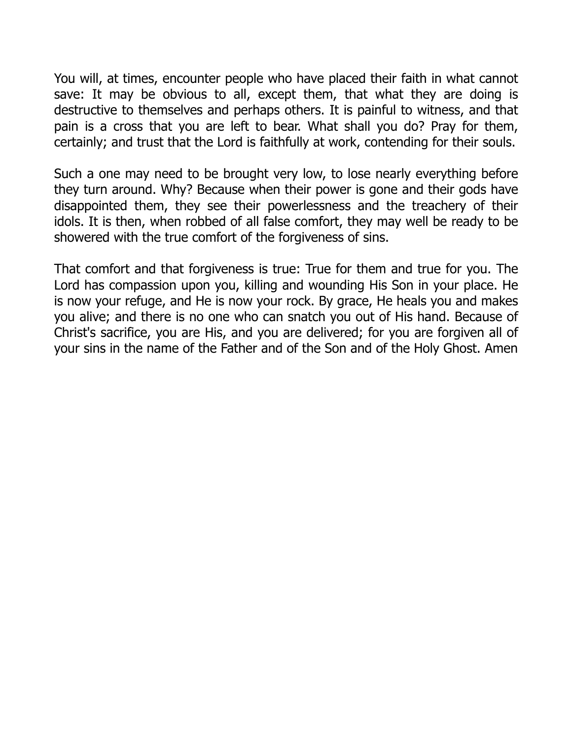You will, at times, encounter people who have placed their faith in what cannot save: It may be obvious to all, except them, that what they are doing is destructive to themselves and perhaps others. It is painful to witness, and that pain is a cross that you are left to bear. What shall you do? Pray for them, certainly; and trust that the Lord is faithfully at work, contending for their souls.

Such a one may need to be brought very low, to lose nearly everything before they turn around. Why? Because when their power is gone and their gods have disappointed them, they see their powerlessness and the treachery of their idols. It is then, when robbed of all false comfort, they may well be ready to be showered with the true comfort of the forgiveness of sins.

That comfort and that forgiveness is true: True for them and true for you. The Lord has compassion upon you, killing and wounding His Son in your place. He is now your refuge, and He is now your rock. By grace, He heals you and makes you alive; and there is no one who can snatch you out of His hand. Because of Christ's sacrifice, you are His, and you are delivered; for you are forgiven all of your sins in the name of the Father and of the Son and of the Holy Ghost. Amen